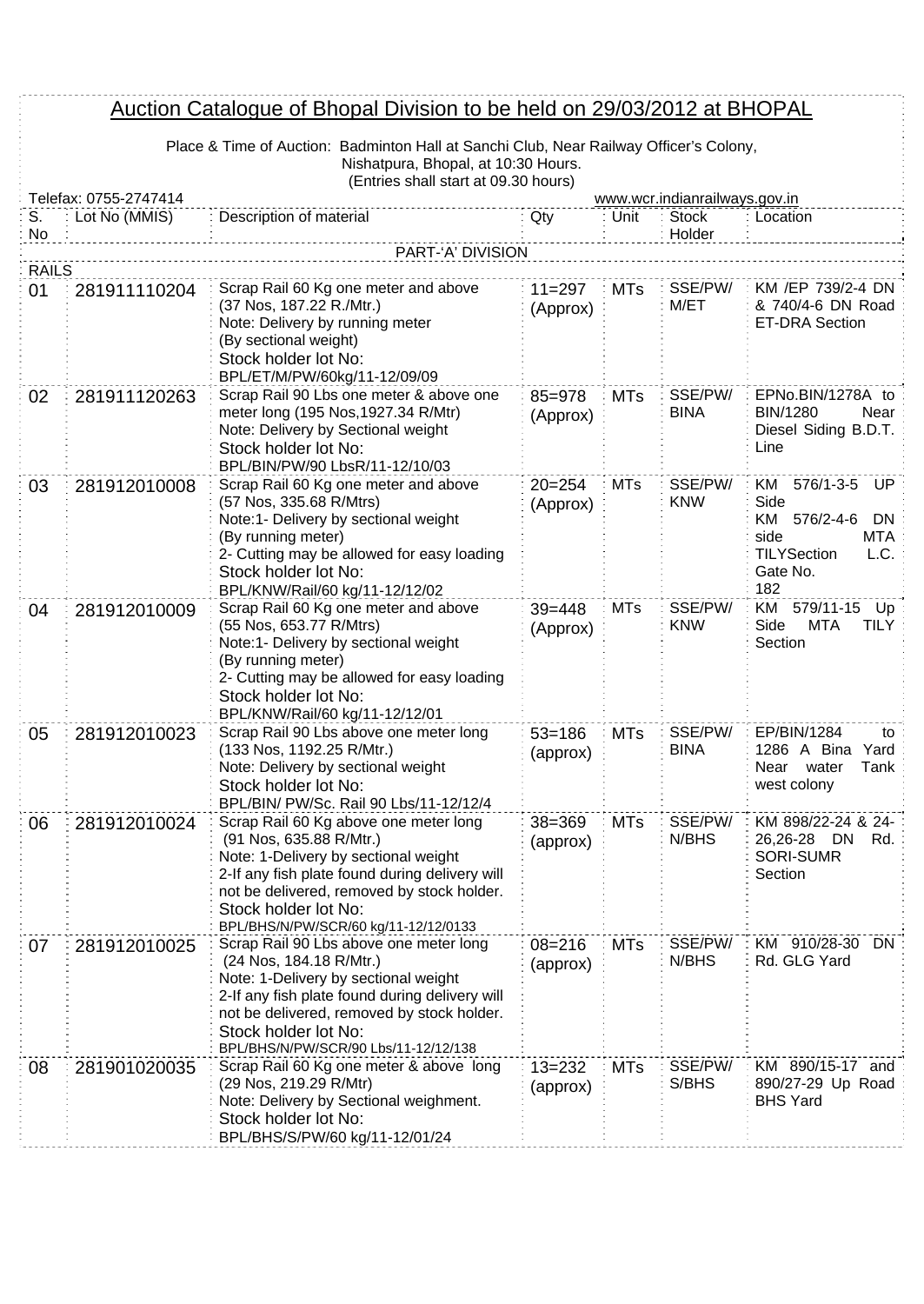# Auction Catalogue of Bhopal Division to be held on 29/03/2012 at BHOPAL

Place & Time of Auction: Badminton Hall at Sanchi Club, Near Railway Officer's Colony, Nishatpura, Bhopal, at 10:30 Hours.
(Entries shall start at 09.30 hours)

Telefax: 0755-2747414 www.wcr.indianrailways.gov.in

| S. No | Lot No (MMIS) | Description of material | Qty | Unit | Stock Holder | Location |
|---|---|---|---|---|---|---|
| | | PART-'A' DIVISION | | | | |
| RAILS | | | | | | |
| 01 | 281911110204 | Scrap Rail 60 Kg one meter and above (37 Nos, 187.22 R./Mtr.) Note: Delivery by running meter (By sectional weight) Stock holder lot No: BPL/ET/M/PW/60kg/11-12/09/09 | 11=297 (Approx) | MTs | SSE/PW/ M/ET | KM /EP 739/2-4 DN & 740/4-6 DN Road ET-DRA Section |
| 02 | 281911120263 | Scrap Rail 90 Lbs one meter & above one meter long (195 Nos,1927.34 R/Mtr) Note: Delivery by Sectional weight Stock holder lot No: BPL/BIN/PW/90 LbsR/11-12/10/03 | 85=978 (Approx) | MTs | SSE/PW/ BINA | EPNo.BIN/1278A to BIN/1280 Near Diesel Siding B.D.T. Line |
| 03 | 281912010008 | Scrap Rail 60 Kg one meter and above (57 Nos, 335.68 R/Mtrs) Note:1- Delivery by sectional weight (By running meter) 2- Cutting may be allowed for easy loading Stock holder lot No: BPL/KNW/Rail/60 kg/11-12/12/02 | 20=254 (Approx) | MTs | SSE/PW/ KNW | KM 576/1-3-5 UP Side KM 576/2-4-6 DN side MTA TILYSection L.C. Gate No. 182 |
| 04 | 281912010009 | Scrap Rail 60 Kg one meter and above (55 Nos, 653.77 R/Mtrs) Note:1- Delivery by sectional weight (By running meter) 2- Cutting may be allowed for easy loading Stock holder lot No: BPL/KNW/Rail/60 kg/11-12/12/01 | 39=448 (Approx) | MTs | SSE/PW/ KNW | KM 579/11-15 Up Side MTA TILY Section |
| 05 | 281912010023 | Scrap Rail 90 Lbs above one meter long (133 Nos, 1192.25 R/Mtr.) Note: Delivery by sectional weight Stock holder lot No: BPL/BIN/ PW/Sc. Rail 90 Lbs/11-12/12/4 | 53=186 (approx) | MTs | SSE/PW/ BINA | EP/BIN/1284 to 1286 A Bina Yard Near water Tank west colony |
| 06 | 281912010024 | Scrap Rail 60 Kg above one meter long (91 Nos, 635.88 R/Mtr.) Note: 1-Delivery by sectional weight 2-If any fish plate found during delivery will not be delivered, removed by stock holder. Stock holder lot No: BPL/BHS/N/PW/SCR/60 kg/11-12/12/0133 | 38=369 (approx) | MTs | SSE/PW/ N/BHS | KM 898/22-24 & 24-26,26-28 DN Rd. SORI-SUMR Section |
| 07 | 281912010025 | Scrap Rail 90 Lbs above one meter long (24 Nos, 184.18 R/Mtr.) Note: 1-Delivery by sectional weight 2-If any fish plate found during delivery will not be delivered, removed by stock holder. Stock holder lot No: BPL/BHS/N/PW/SCR/90 Lbs/11-12/12/138 | 08=216 (approx) | MTs | SSE/PW/ N/BHS | KM 910/28-30 DN Rd. GLG Yard |
| 08 | 281901020035 | Scrap Rail 60 Kg one meter & above long (29 Nos, 219.29 R/Mtr) Note: Delivery by Sectional weighment. Stock holder lot No: BPL/BHS/S/PW/60 kg/11-12/01/24 | 13=232 (approx) | MTs | SSE/PW/ S/BHS | KM 890/15-17 and 890/27-29 Up Road BHS Yard |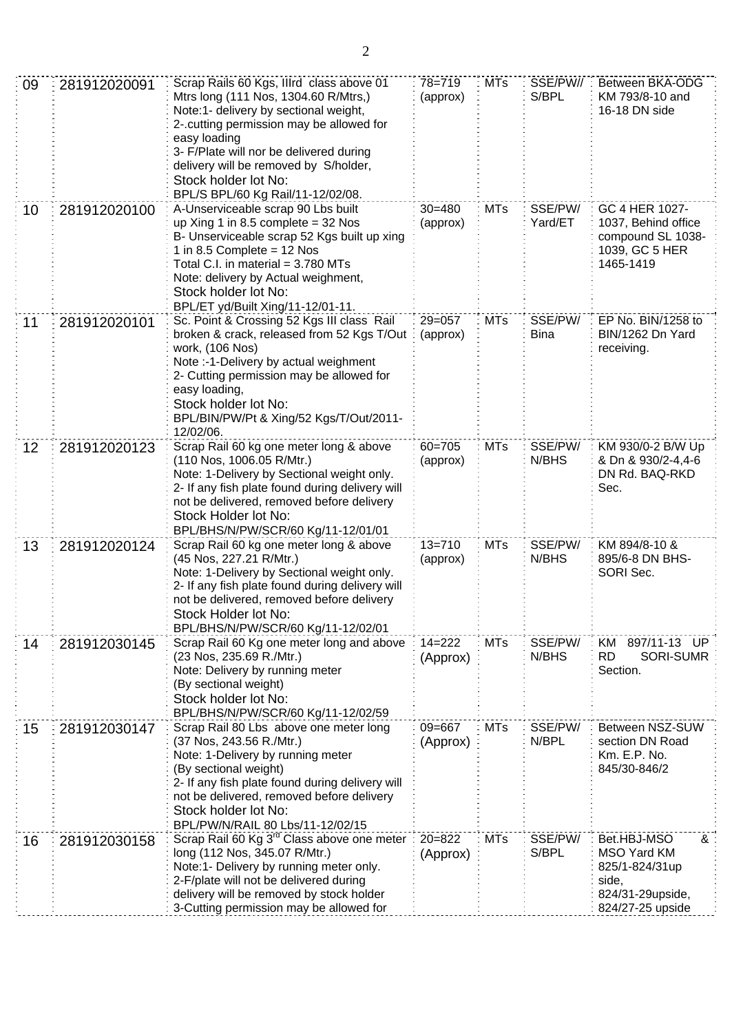| 09 | 281912020091 | Scrap Rails 60 Kgs, IIIrd class above 01 Mtrs long (111 Nos, 1304.60 R/Mtrs,)<br>Note:1- delivery by sectional weight,<br>2-.cutting permission may be allowed for easy loading<br>3- F/Plate will nor be delivered during delivery will be removed by S/holder,<br>Stock holder lot No:<br>BPL/S BPL/60 Kg Rail/11-12/02/08. | 78=719 (approx) | MTs | SSE/PW// S/BPL | Between BKA-ODG KM 793/8-10 and 16-18 DN side |
|---|---|---|---|---|---|---|
| 10 | 281912020100 | A-Unserviceable scrap 90 Lbs built up Xing 1 in 8.5 complete = 32 Nos<br>B- Unserviceable scrap 52 Kgs built up xing 1 in 8.5 Complete = 12 Nos<br>Total C.I. in material = 3.780 MTs<br>Note: delivery by Actual weighment,<br>Stock holder lot No:<br>BPL/ET yd/Built Xing/11-12/01-11. | 30=480 (approx) | MTs | SSE/PW/ Yard/ET | GC 4 HER 1027-1037, Behind office compound SL 1038-1039, GC 5 HER 1465-1419 |
| 11 | 281912020101 | Sc. Point & Crossing 52 Kgs III class Rail broken & crack, released from 52 Kgs T/Out work, (106 Nos)<br>Note :-1-Delivery by actual weighment<br>2- Cutting permission may be allowed for easy loading,<br>Stock holder lot No:<br>BPL/BIN/PW/Pt & Xing/52 Kgs/T/Out/2011-12/02/06. | 29=057 (approx) | MTs | SSE/PW/ Bina | EP No. BIN/1258 to BIN/1262 Dn Yard receiving. |
| 12 | 281912020123 | Scrap Rail 60 kg one meter long & above (110 Nos, 1006.05 R/Mtr.)<br>Note: 1-Delivery by Sectional weight only.<br>2- If any fish plate found during delivery will not be delivered, removed before delivery<br>Stock Holder lot No:<br>BPL/BHS/N/PW/SCR/60 Kg/11-12/01/01 | 60=705 (approx) | MTs | SSE/PW/ N/BHS | KM 930/0-2 B/W Up & Dn & 930/2-4,4-6 DN Rd. BAQ-RKD Sec. |
| 13 | 281912020124 | Scrap Rail 60 kg one meter long & above (45 Nos, 227.21 R/Mtr.)<br>Note: 1-Delivery by Sectional weight only.<br>2- If any fish plate found during delivery will not be delivered, removed before delivery<br>Stock Holder lot No:<br>BPL/BHS/N/PW/SCR/60 Kg/11-12/02/01 | 13=710 (approx) | MTs | SSE/PW/ N/BHS | KM 894/8-10 & 895/6-8 DN BHS-SORI Sec. |
| 14 | 281912030145 | Scrap Rail 60 Kg one meter long and above (23 Nos, 235.69 R./Mtr.)<br>Note: Delivery by running meter<br>(By sectional weight)<br>Stock holder lot No:<br>BPL/BHS/N/PW/SCR/60 Kg/11-12/02/59 | 14=222 (Approx) | MTs | SSE/PW/ N/BHS | KM 897/11-13 UP RD SORI-SUMR Section. |
| 15 | 281912030147 | Scrap Rail 80 Lbs above one meter long (37 Nos, 243.56 R./Mtr.)<br>Note: 1-Delivery by running meter<br>(By sectional weight)<br>2- If any fish plate found during delivery will not be delivered, removed before delivery<br>Stock holder lot No:<br>BPL/PW/N/RAIL 80 Lbs/11-12/02/15 | 09=667 (Approx) | MTs | SSE/PW/ N/BPL | Between NSZ-SUW section DN Road Km. E.P. No. 845/30-846/2 |
| 16 | 281912030158 | Scrap Rail 60 Kg 3rd Class above one meter long (112 Nos, 345.07 R/Mtr.)<br>Note:1- Delivery by running meter only.<br>2-F/plate will not be delivered during delivery will be removed by stock holder<br>3-Cutting permission may be allowed for | 20=822 (Approx) | MTs | SSE/PW/ S/BPL | Bet.HBJ-MSO & MSO Yard KM 825/1-824/31up side, 824/31-29upside, 824/27-25 upside |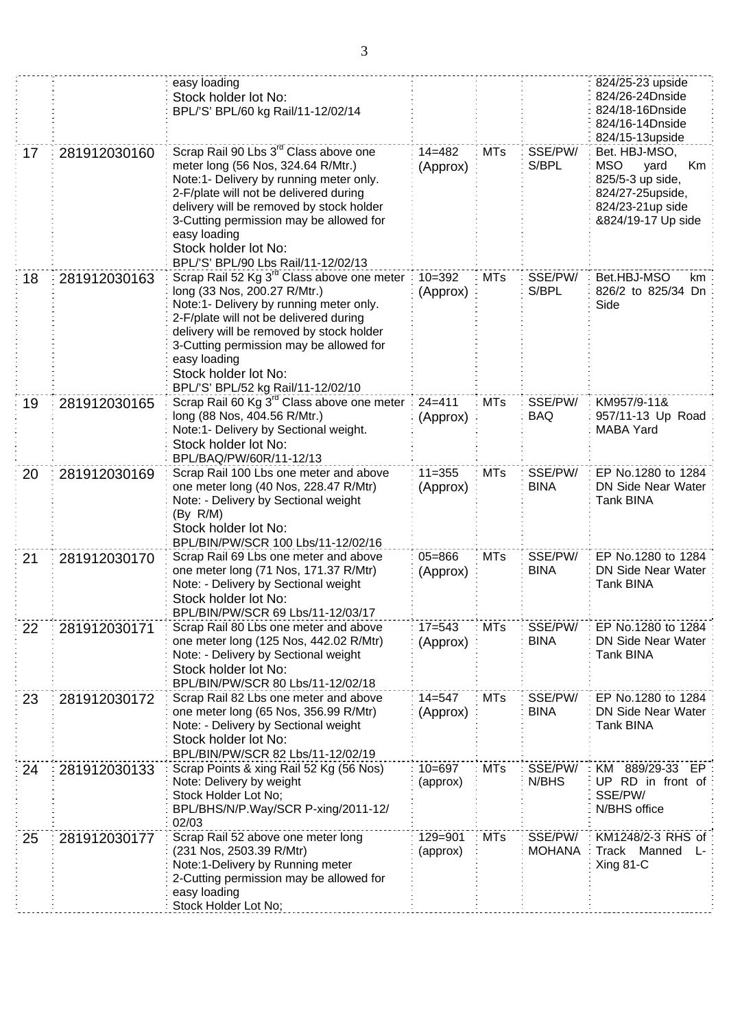| | | | | | | |
|---|---|---|---|---|---|---|
| | | easy loading<br>Stock holder lot No:<br>BPL/'S' BPL/60 kg Rail/11-12/02/14 | | | | 824/25-23 upside<br>824/26-24Dnside<br>824/18-16Dnside<br>824/16-14Dnside<br>824/15-13upside |
| 17 | 281912030160 | Scrap Rail 90 Lbs 3rd Class above one meter long (56 Nos, 324.64 R/Mtr.)<br>Note:1- Delivery by running meter only.<br>2-F/plate will not be delivered during delivery will be removed by stock holder<br>3-Cutting permission may be allowed for easy loading<br>Stock holder lot No:<br>BPL/'S' BPL/90 Lbs Rail/11-12/02/13 | 14=482 (Approx) | MTs | SSE/PW/ S/BPL | Bet. HBJ-MSO, MSO yard Km 825/5-3 up side, 824/27-25upside, 824/23-21up side &824/19-17 Up side |
| 18 | 281912030163 | Scrap Rail 52 Kg 3rd Class above one meter long (33 Nos, 200.27 R/Mtr.)<br>Note:1- Delivery by running meter only.<br>2-F/plate will not be delivered during delivery will be removed by stock holder<br>3-Cutting permission may be allowed for easy loading<br>Stock holder lot No:<br>BPL/'S' BPL/52 kg Rail/11-12/02/10 | 10=392 (Approx) | MTs | SSE/PW/ S/BPL | Bet.HBJ-MSO km 826/2 to 825/34 Dn Side |
| 19 | 281912030165 | Scrap Rail 60 Kg 3rd Class above one meter long (88 Nos, 404.56 R/Mtr.)<br>Note:1- Delivery by Sectional weight.<br>Stock holder lot No:<br>BPL/BAQ/PW/60R/11-12/13 | 24=411 (Approx) | MTs | SSE/PW/ BAQ | KM957/9-11& 957/11-13 Up Road MABA Yard |
| 20 | 281912030169 | Scrap Rail 100 Lbs one meter and above one meter long (40 Nos, 228.47 R/Mtr)<br>Note: - Delivery by Sectional weight (By R/M)<br>Stock holder lot No:<br>BPL/BIN/PW/SCR 100 Lbs/11-12/02/16 | 11=355 (Approx) | MTs | SSE/PW/ BINA | EP No.1280 to 1284 DN Side Near Water Tank BINA |
| 21 | 281912030170 | Scrap Rail 69 Lbs one meter and above one meter long (71 Nos, 171.37 R/Mtr)<br>Note: - Delivery by Sectional weight<br>Stock holder lot No:<br>BPL/BIN/PW/SCR 69 Lbs/11-12/03/17 | 05=866 (Approx) | MTs | SSE/PW/ BINA | EP No.1280 to 1284 DN Side Near Water Tank BINA |
| 22 | 281912030171 | Scrap Rail 80 Lbs one meter and above one meter long (125 Nos, 442.02 R/Mtr)<br>Note: - Delivery by Sectional weight<br>Stock holder lot No:<br>BPL/BIN/PW/SCR 80 Lbs/11-12/02/18 | 17=543 (Approx) | MTs | SSE/PW/ BINA | EP No.1280 to 1284 DN Side Near Water Tank BINA |
| 23 | 281912030172 | Scrap Rail 82 Lbs one meter and above one meter long (65 Nos, 356.99 R/Mtr)<br>Note: - Delivery by Sectional weight<br>Stock holder lot No:<br>BPL/BIN/PW/SCR 82 Lbs/11-12/02/19 | 14=547 (Approx) | MTs | SSE/PW/ BINA | EP No.1280 to 1284 DN Side Near Water Tank BINA |
| 24 | 281912030133 | Scrap Points & xing Rail 52 Kg (56 Nos)<br>Note: Delivery by weight<br>Stock Holder Lot No;<br>BPL/BHS/N/P.Way/SCR P-xing/2011-12/02/03 | 10=697 (approx) | MTs | SSE/PW/ N/BHS | KM 889/29-33 EP UP RD in front of SSE/PW/ N/BHS office |
| 25 | 281912030177 | Scrap Rail 52 above one meter long (231 Nos, 2503.39 R/Mtr)<br>Note:1-Delivery by Running meter<br>2-Cutting permission may be allowed for easy loading<br>Stock Holder Lot No; | 129=901 (approx) | MTs | SSE/PW/ MOHANA | KM1248/2-3 RHS of Track Manned L-Xing 81-C |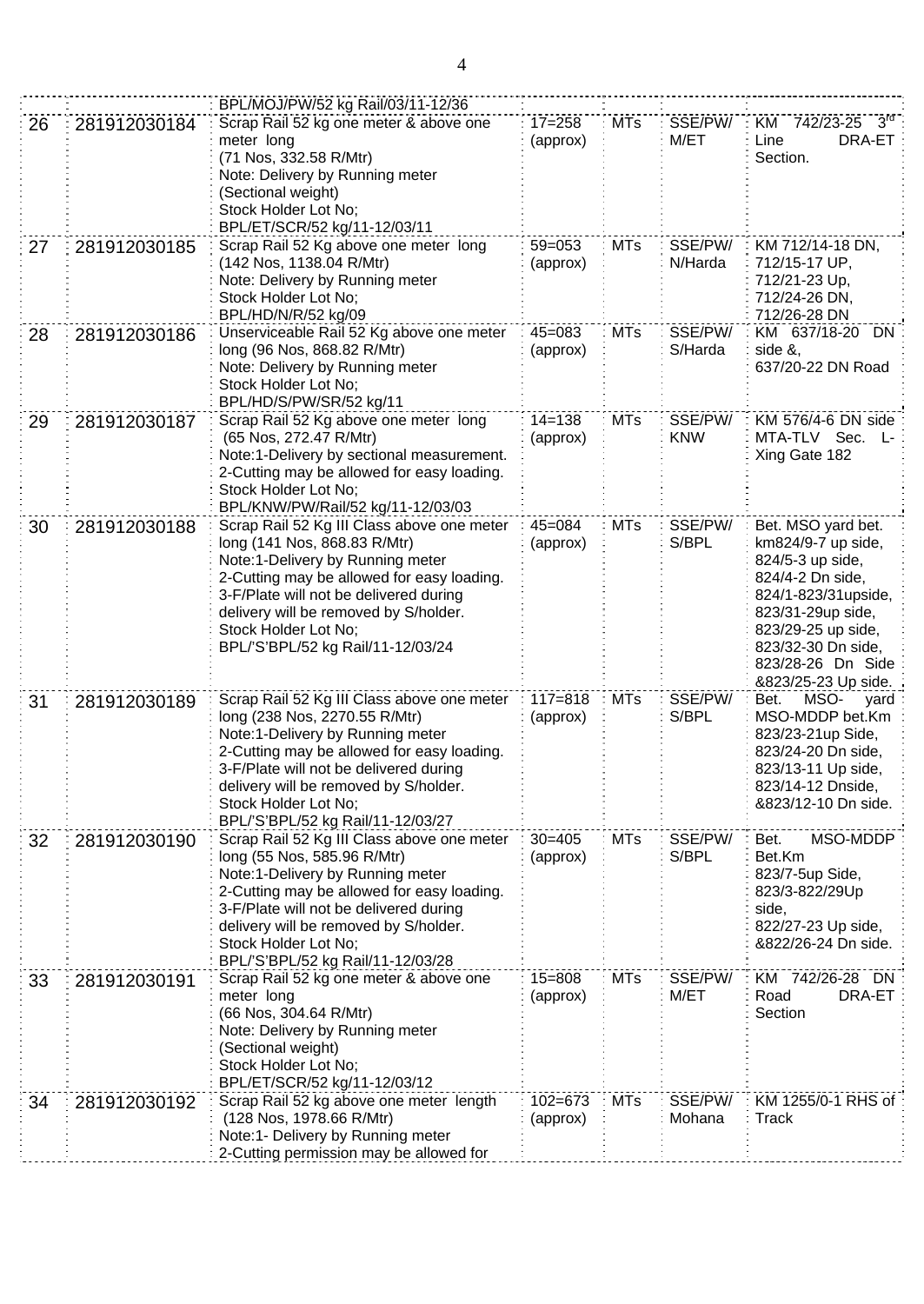| | | | | | | |
|---|---|---|---|---|---|---|
| | | BPL/MOJ/PW/52 kg Rail/03/11-12/36 | | | | |
| 26 | 281912030184 | Scrap Rail 52 kg one meter & above one meter long (71 Nos, 332.58 R/Mtr) Note: Delivery by Running meter (Sectional weight) Stock Holder Lot No; BPL/ET/SCR/52 kg/11-12/03/11 | 17=258 (approx) | MTs | SSE/PW/ M/ET | KM 742/23-25 3[rd] Line DRA-ET Section. |
| 27 | 281912030185 | Scrap Rail 52 Kg above one meter long (142 Nos, 1138.04 R/Mtr) Note: Delivery by Running meter Stock Holder Lot No; BPL/HD/N/R/52 kg/09 | 59=053 (approx) | MTs | SSE/PW/ N/Harda | KM 712/14-18 DN, 712/15-17 UP, 712/21-23 Up, 712/24-26 DN, 712/26-28 DN |
| 28 | 281912030186 | Unserviceable Rail 52 Kg above one meter long (96 Nos, 868.82 R/Mtr) Note: Delivery by Running meter Stock Holder Lot No; BPL/HD/S/PW/SR/52 kg/11 | 45=083 (approx) | MTs | SSE/PW/ S/Harda | KM 637/18-20 DN side &, 637/20-22 DN Road |
| 29 | 281912030187 | Scrap Rail 52 Kg above one meter long (65 Nos, 272.47 R/Mtr) Note:1-Delivery by sectional measurement. 2-Cutting may be allowed for easy loading. Stock Holder Lot No; BPL/KNW/PW/Rail/52 kg/11-12/03/03 | 14=138 (approx) | MTs | SSE/PW/ KNW | KM 576/4-6 DN side MTA-TLV Sec. L-Xing Gate 182 |
| 30 | 281912030188 | Scrap Rail 52 Kg III Class above one meter long (141 Nos, 868.83 R/Mtr) Note:1-Delivery by Running meter 2-Cutting may be allowed for easy loading. 3-F/Plate will not be delivered during delivery will be removed by S/holder. Stock Holder Lot No; BPL/'S'BPL/52 kg Rail/11-12/03/24 | 45=084 (approx) | MTs | SSE/PW/ S/BPL | Bet. MSO yard bet. km824/9-7 up side, 824/5-3 up side, 824/4-2 Dn side, 824/1-823/31upside, 823/31-29up side, 823/29-25 up side, 823/32-30 Dn side, 823/28-26 Dn Side &823/25-23 Up side. |
| 31 | 281912030189 | Scrap Rail 52 Kg III Class above one meter long (238 Nos, 2270.55 R/Mtr) Note:1-Delivery by Running meter 2-Cutting may be allowed for easy loading. 3-F/Plate will not be delivered during delivery will be removed by S/holder. Stock Holder Lot No; BPL/'S'BPL/52 kg Rail/11-12/03/27 | 117=818 (approx) | MTs | SSE/PW/ S/BPL | Bet. MSO- yard MSO-MDDP bet.Km 823/23-21up Side, 823/24-20 Dn side, 823/13-11 Up side, 823/14-12 Dnside, &823/12-10 Dn side. |
| 32 | 281912030190 | Scrap Rail 52 Kg III Class above one meter long (55 Nos, 585.96 R/Mtr) Note:1-Delivery by Running meter 2-Cutting may be allowed for easy loading. 3-F/Plate will not be delivered during delivery will be removed by S/holder. Stock Holder Lot No; BPL/'S'BPL/52 kg Rail/11-12/03/28 | 30=405 (approx) | MTs | SSE/PW/ S/BPL | Bet. MSO-MDDP Bet.Km 823/7-5up Side, 823/3-822/29Up side, 822/27-23 Up side, &822/26-24 Dn side. |
| 33 | 281912030191 | Scrap Rail 52 kg one meter & above one meter long (66 Nos, 304.64 R/Mtr) Note: Delivery by Running meter (Sectional weight) Stock Holder Lot No; BPL/ET/SCR/52 kg/11-12/03/12 | 15=808 (approx) | MTs | SSE/PW/ M/ET | KM 742/26-28 DN Road DRA-ET Section |
| 34 | 281912030192 | Scrap Rail 52 kg above one meter length (128 Nos, 1978.66 R/Mtr) Note:1- Delivery by Running meter 2-Cutting permission may be allowed for | 102=673 (approx) | MTs | SSE/PW/ Mohana | KM 1255/0-1 RHS of Track |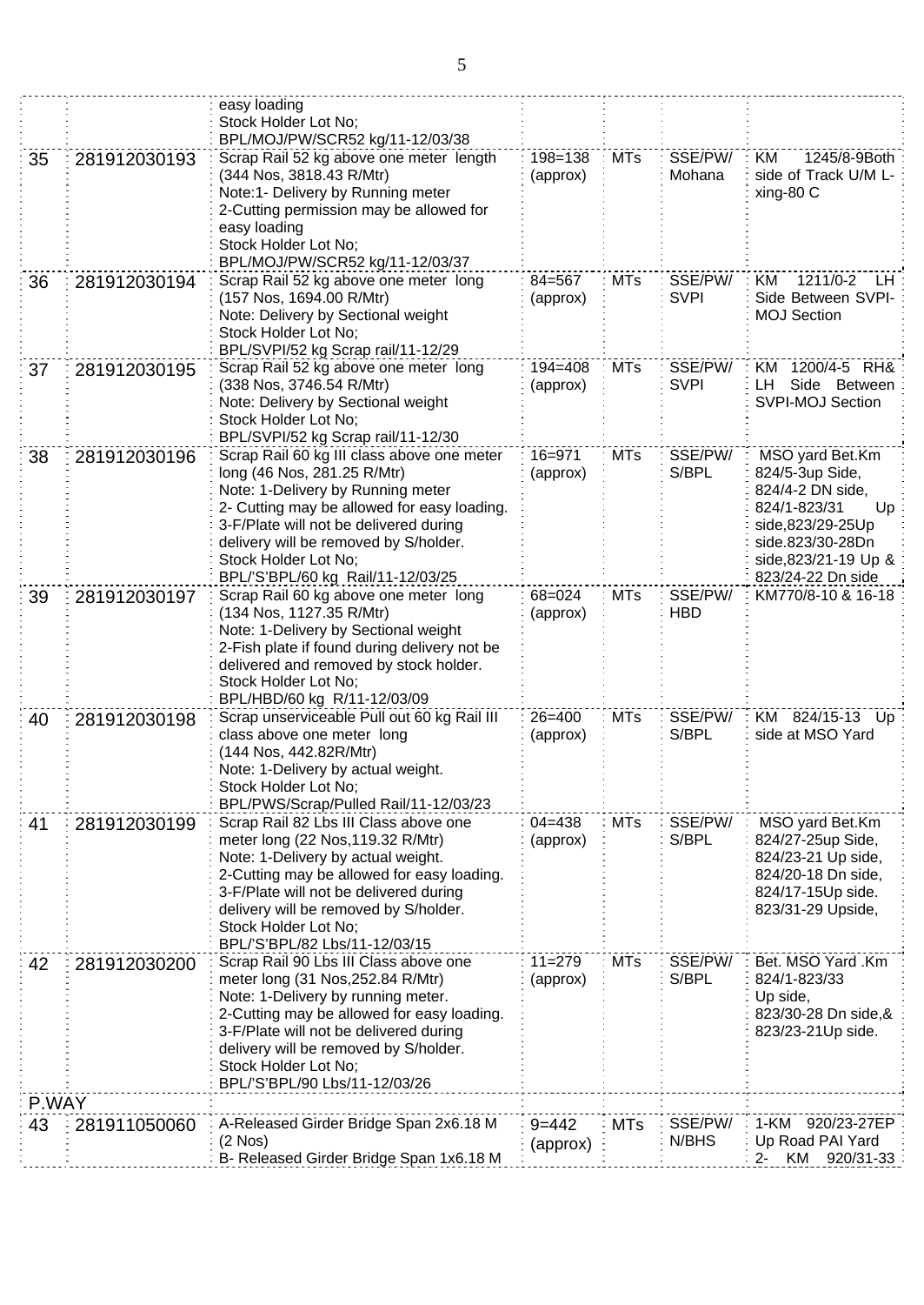| | | | | | | |
|---|---|---|---|---|---|---|
| | | easy loading<br>Stock Holder Lot No;<br>BPL/MOJ/PW/SCR52 kg/11-12/03/38 | | | | |
| 35 | 281912030193 | Scrap Rail 52 kg above one meter length (344 Nos, 3818.43 R/Mtr)<br>Note:1- Delivery by Running meter<br>2-Cutting permission may be allowed for easy loading<br>Stock Holder Lot No;<br>BPL/MOJ/PW/SCR52 kg/11-12/03/37 | 198=138 (approx) | MTs | SSE/PW/ Mohana | KM 1245/8-9Both side of Track U/M L-xing-80 C |
| 36 | 281912030194 | Scrap Rail 52 kg above one meter long (157 Nos, 1694.00 R/Mtr)<br>Note: Delivery by Sectional weight<br>Stock Holder Lot No;<br>BPL/SVPI/52 kg Scrap rail/11-12/29 | 84=567 (approx) | MTs | SSE/PW/ SVPI | KM 1211/0-2 LH Side Between SVPI-MOJ Section |
| 37 | 281912030195 | Scrap Rail 52 kg above one meter long (338 Nos, 3746.54 R/Mtr)<br>Note: Delivery by Sectional weight<br>Stock Holder Lot No;<br>BPL/SVPI/52 kg Scrap rail/11-12/30 | 194=408 (approx) | MTs | SSE/PW/ SVPI | KM 1200/4-5 RH& LH Side Between SVPI-MOJ Section |
| 38 | 281912030196 | Scrap Rail 60 kg III class above one meter long (46 Nos, 281.25 R/Mtr)<br>Note: 1-Delivery by Running meter<br>2- Cutting may be allowed for easy loading.<br>3-F/Plate will not be delivered during delivery will be removed by S/holder.<br>Stock Holder Lot No;<br>BPL/'S'BPL/60 kg Rail/11-12/03/25 | 16=971 (approx) | MTs | SSE/PW/ S/BPL | MSO yard Bet.Km 824/5-3up Side, 824/4-2 DN side, 824/1-823/31 Up side,823/29-25Up side.823/30-28Dn side,823/21-19 Up & 823/24-22 Dn side |
| 39 | 281912030197 | Scrap Rail 60 kg above one meter long (134 Nos, 1127.35 R/Mtr)<br>Note: 1-Delivery by Sectional weight<br>2-Fish plate if found during delivery not be delivered and removed by stock holder.<br>Stock Holder Lot No;<br>BPL/HBD/60 kg R/11-12/03/09 | 68=024 (approx) | MTs | SSE/PW/ HBD | KM770/8-10 & 16-18 |
| 40 | 281912030198 | Scrap unserviceable Pull out 60 kg Rail III class above one meter long<br>(144 Nos, 442.82R/Mtr)<br>Note: 1-Delivery by actual weight.<br>Stock Holder Lot No;<br>BPL/PWS/Scrap/Pulled Rail/11-12/03/23 | 26=400 (approx) | MTs | SSE/PW/ S/BPL | KM 824/15-13 Up side at MSO Yard |
| 41 | 281912030199 | Scrap Rail 82 Lbs III Class above one meter long (22 Nos,119.32 R/Mtr)<br>Note: 1-Delivery by actual weight.<br>2-Cutting may be allowed for easy loading.<br>3-F/Plate will not be delivered during delivery will be removed by S/holder.<br>Stock Holder Lot No;<br>BPL/'S'BPL/82 Lbs/11-12/03/15 | 04=438 (approx) | MTs | SSE/PW/ S/BPL | MSO yard Bet.Km 824/27-25up Side, 824/23-21 Up side, 824/20-18 Dn side, 824/17-15Up side. 823/31-29 Upside, |
| 42 | 281912030200 | Scrap Rail 90 Lbs III Class above one meter long (31 Nos,252.84 R/Mtr)<br>Note: 1-Delivery by running meter.<br>2-Cutting may be allowed for easy loading.<br>3-F/Plate will not be delivered during delivery will be removed by S/holder.<br>Stock Holder Lot No;<br>BPL/'S'BPL/90 Lbs/11-12/03/26 | 11=279 (approx) | MTs | SSE/PW/ S/BPL | Bet. MSO Yard .Km 824/1-823/33 Up side, 823/30-28 Dn side,& 823/23-21Up side. |
| P.WAY | | | | | | |
| 43 | 281911050060 | A-Released Girder Bridge Span 2x6.18 M (2 Nos)<br>B- Released Girder Bridge Span 1x6.18 M | 9=442 (approx) | MTs | SSE/PW/ N/BHS | 1-KM 920/23-27EP Up Road PAI Yard<br>2- KM 920/31-33 |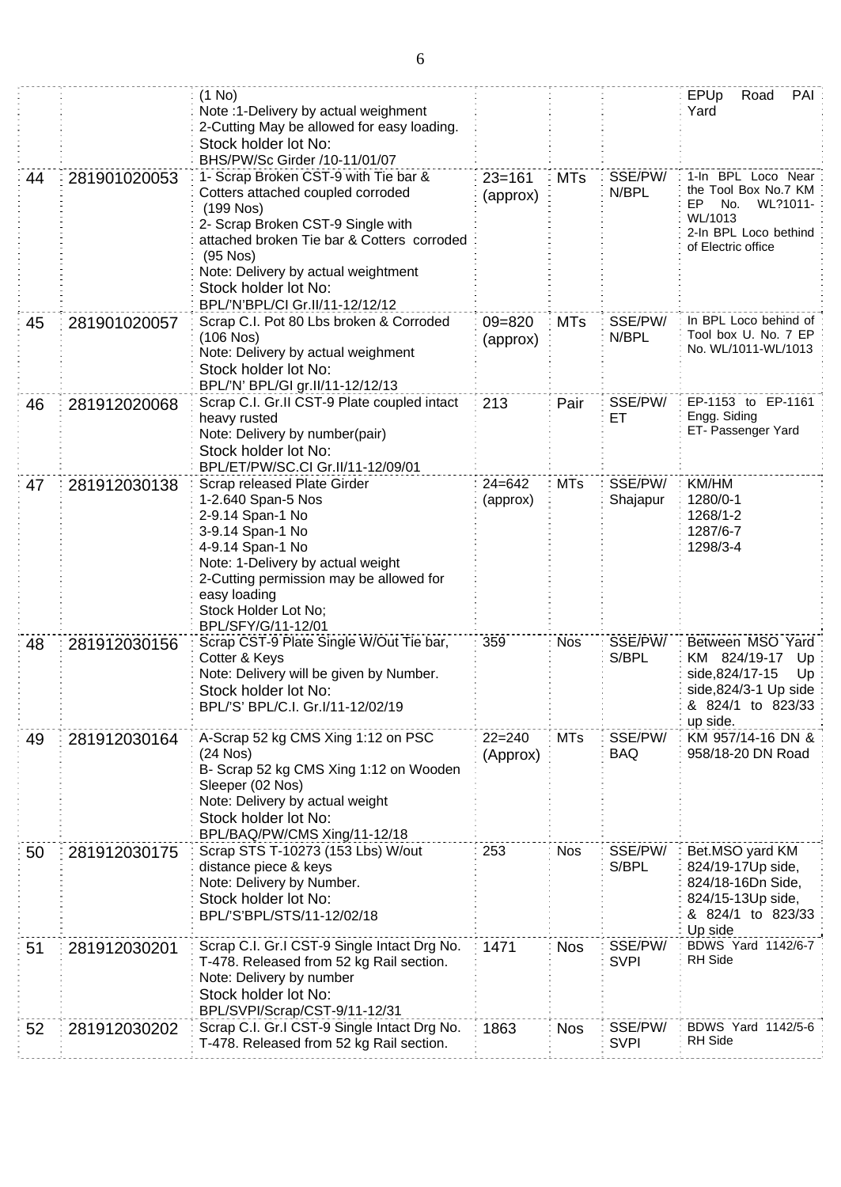| | | | | | | |
|---|---|---|---|---|---|---|
| | | (1 No)<br>Note :1-Delivery by actual weighment<br>2-Cutting May be allowed for easy loading.<br>Stock holder lot No:<br>BHS/PW/Sc Girder /10-11/01/07 | | | | EPUp Road PAI Yard |
| 44 | 281901020053 | 1- Scrap Broken CST-9 with Tie bar & Cotters attached coupled corroded (199 Nos)<br>2- Scrap Broken CST-9 Single with attached broken Tie bar & Cotters corroded (95 Nos)<br>Note: Delivery by actual weightment<br>Stock holder lot No:<br>BPL/'N'BPL/CI Gr.II/11-12/12/12 | 23=161 (approx) | MTs | SSE/PW/ N/BPL | 1-In BPL Loco Near the Tool Box No.7 KM EP No. WL?1011-WL/1013<br>2-In BPL Loco bethind of Electric office |
| 45 | 281901020057 | Scrap C.I. Pot 80 Lbs broken & Corroded (106 Nos)<br>Note: Delivery by actual weighment<br>Stock holder lot No:<br>BPL/'N' BPL/GI gr.II/11-12/12/13 | 09=820 (approx) | MTs | SSE/PW/ N/BPL | In BPL Loco behind of Tool box U. No. 7 EP No. WL/1011-WL/1013 |
| 46 | 281912020068 | Scrap C.I. Gr.II CST-9 Plate coupled intact heavy rusted<br>Note: Delivery by number(pair)<br>Stock holder lot No:<br>BPL/ET/PW/SC.CI Gr.II/11-12/09/01 | 213 | Pair | SSE/PW/ ET | EP-1153 to EP-1161 Engg. Siding<br>ET- Passenger Yard |
| 47 | 281912030138 | Scrap released Plate Girder<br>1-2.640 Span-5 Nos<br>2-9.14 Span-1 No<br>3-9.14 Span-1 No<br>4-9.14 Span-1 No<br>Note: 1-Delivery by actual weight<br>2-Cutting permission may be allowed for easy loading<br>Stock Holder Lot No;<br>BPL/SFY/G/11-12/01 | 24=642 (approx) | MTs | SSE/PW/ Shajapur | KM/HM<br>1280/0-1<br>1268/1-2<br>1287/6-7<br>1298/3-4 |
| 48 | 281912030156 | Scrap CST-9 Plate Single W/Out Tie bar, Cotter & Keys<br>Note: Delivery will be given by Number.<br>Stock holder lot No:<br>BPL/'S' BPL/C.I. Gr.I/11-12/02/19 | 359 | Nos | SSE/PW/ S/BPL | Between MSO Yard KM 824/19-17 Up side,824/17-15 Up side,824/3-1 Up side & 824/1 to 823/33 up side. |
| 49 | 281912030164 | A-Scrap 52 kg CMS Xing 1:12 on PSC (24 Nos)<br>B- Scrap 52 kg CMS Xing 1:12 on Wooden Sleeper (02 Nos)<br>Note: Delivery by actual weight<br>Stock holder lot No:<br>BPL/BAQ/PW/CMS Xing/11-12/18 | 22=240 (Approx) | MTs | SSE/PW/ BAQ | KM 957/14-16 DN & 958/18-20 DN Road |
| 50 | 281912030175 | Scrap STS T-10273 (153 Lbs) W/out distance piece & keys<br>Note: Delivery by Number.<br>Stock holder lot No:<br>BPL/'S'BPL/STS/11-12/02/18 | 253 | Nos | SSE/PW/ S/BPL | Bet.MSO yard KM 824/19-17Up side, 824/18-16Dn Side, 824/15-13Up side, & 824/1 to 823/33 Up side |
| 51 | 281912030201 | Scrap C.I. Gr.I CST-9 Single Intact Drg No. T-478. Released from 52 kg Rail section.<br>Note: Delivery by number<br>Stock holder lot No:<br>BPL/SVPI/Scrap/CST-9/11-12/31 | 1471 | Nos | SSE/PW/ SVPI | BDWS Yard 1142/6-7 RH Side |
| 52 | 281912030202 | Scrap C.I. Gr.I CST-9 Single Intact Drg No. T-478. Released from 52 kg Rail section. | 1863 | Nos | SSE/PW/ SVPI | BDWS Yard 1142/5-6 RH Side |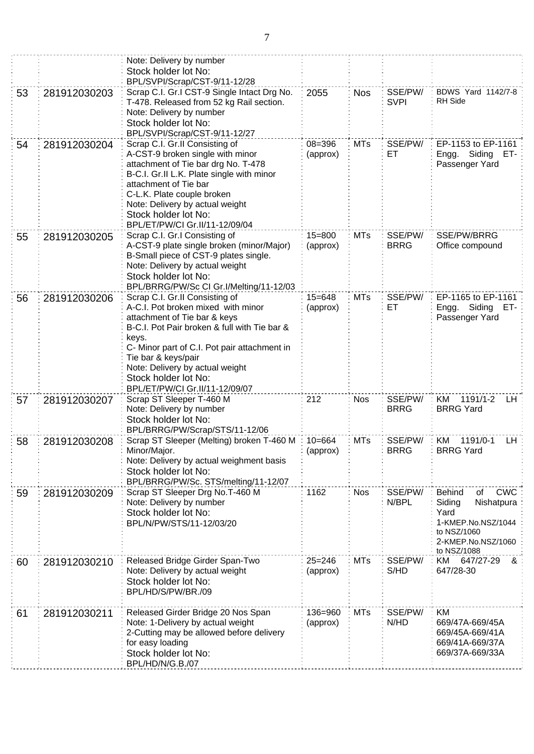| | | | | | | |
|---|---|---|---|---|---|---|
| | | Note: Delivery by number<br>Stock holder lot No:<br>BPL/SVPI/Scrap/CST-9/11-12/28 | | | | |
| 53 | 281912030203 | Scrap C.I. Gr.I CST-9 Single Intact Drg No. T-478. Released from 52 kg Rail section.<br>Note: Delivery by number<br>Stock holder lot No:<br>BPL/SVPI/Scrap/CST-9/11-12/27 | 2055 | Nos | SSE/PW/ SVPI | BDWS Yard 1142/7-8 RH Side |
| 54 | 281912030204 | Scrap C.I. Gr.II Consisting of<br>A-CST-9 broken single with minor attachment of Tie bar drg No. T-478<br>B-C.I. Gr.II L.K. Plate single with minor attachment of Tie bar<br>C-L.K. Plate couple broken<br>Note: Delivery by actual weight<br>Stock holder lot No:<br>BPL/ET/PW/CI Gr.II/11-12/09/04 | 08=396 (approx) | MTs | SSE/PW/ ET | EP-1153 to EP-1161 Engg. Siding ET-Passenger Yard |
| 55 | 281912030205 | Scrap C.I. Gr.I Consisting of<br>A-CST-9 plate single broken (minor/Major)<br>B-Small piece of CST-9 plates single.<br>Note: Delivery by actual weight<br>Stock holder lot No:<br>BPL/BRRG/PW/Sc CI Gr.I/Melting/11-12/03 | 15=800 (approx) | MTs | SSE/PW/ BRRG | SSE/PW/BRRG Office compound |
| 56 | 281912030206 | Scrap C.I. Gr.II Consisting of<br>A-C.I. Pot broken mixed with minor attachment of Tie bar & keys<br>B-C.I. Pot Pair broken & full with Tie bar & keys.<br>C- Minor part of C.I. Pot pair attachment in Tie bar & keys/pair<br>Note: Delivery by actual weight<br>Stock holder lot No:<br>BPL/ET/PW/CI Gr.II/11-12/09/07 | 15=648 (approx) | MTs | SSE/PW/ ET | EP-1165 to EP-1161 Engg. Siding ET-Passenger Yard |
| 57 | 281912030207 | Scrap ST Sleeper T-460 M<br>Note: Delivery by number<br>Stock holder lot No:<br>BPL/BRRG/PW/Scrap/STS/11-12/06 | 212 | Nos | SSE/PW/ BRRG | KM 1191/1-2 LH BRRG Yard |
| 58 | 281912030208 | Scrap ST Sleeper (Melting) broken T-460 M Minor/Major.<br>Note: Delivery by actual weighment basis<br>Stock holder lot No:<br>BPL/BRRG/PW/Sc. STS/melting/11-12/07 | 10=664 (approx) | MTs | SSE/PW/ BRRG | KM 1191/0-1 LH BRRG Yard |
| 59 | 281912030209 | Scrap ST Sleeper Drg No.T-460 M<br>Note: Delivery by number<br>Stock holder lot No:<br>BPL/N/PW/STS/11-12/03/20 | 1162 | Nos | SSE/PW/ N/BPL | Behind of CWC Siding Nishatpura Yard<br>1-KMEP.No.NSZ/1044 to NSZ/1060<br>2-KMEP.No.NSZ/1060 to NSZ/1088 |
| 60 | 281912030210 | Released Bridge Girder Span-Two<br>Note: Delivery by actual weight<br>Stock holder lot No:<br>BPL/HD/S/PW/BR./09 | 25=246 (approx) | MTs | SSE/PW/ S/HD | KM 647/27-29 & 647/28-30 |
| 61 | 281912030211 | Released Girder Bridge 20 Nos Span<br>Note: 1-Delivery by actual weight<br>2-Cutting may be allowed before delivery for easy loading<br>Stock holder lot No:<br>BPL/HD/N/G.B./07 | 136=960 (approx) | MTs | SSE/PW/ N/HD | KM<br>669/47A-669/45A<br>669/45A-669/41A<br>669/41A-669/37A<br>669/37A-669/33A |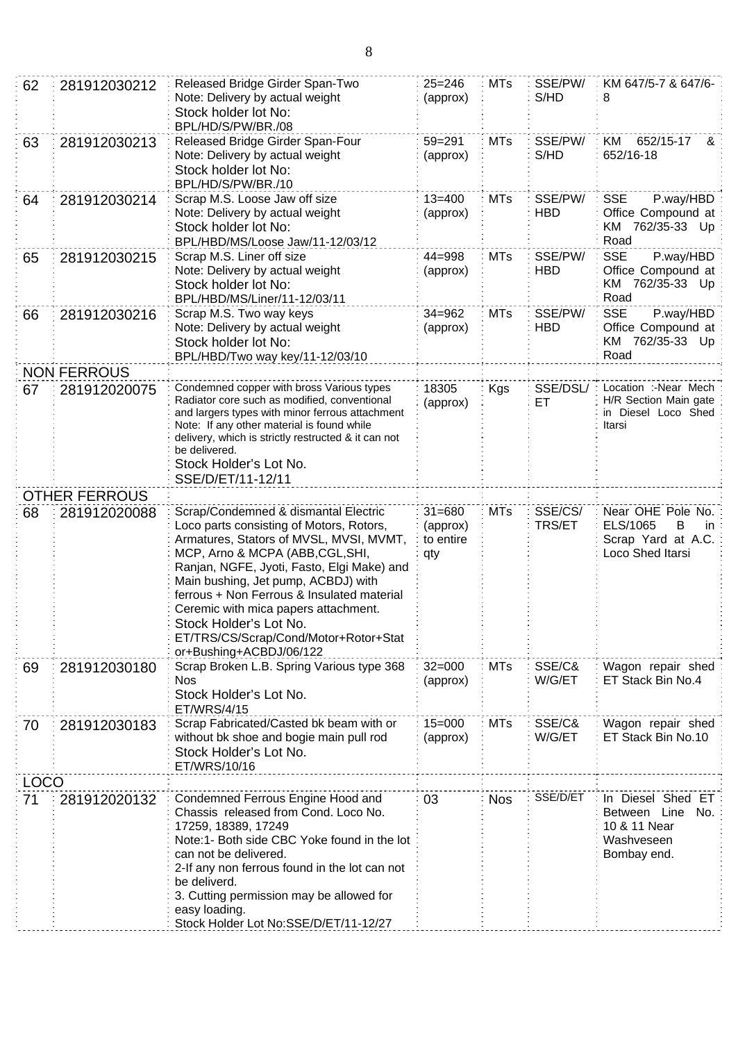| 62 | 281912030212 | Released Bridge Girder Span-Two<br>Note: Delivery by actual weight<br>Stock holder lot No:<br>BPL/HD/S/PW/BR./08 | 25=246 (approx) | MTs | SSE/PW/ S/HD | KM 647/5-7 & 647/6-8 |
|---|---|---|---|---|---|---|
| 63 | 281912030213 | Released Bridge Girder Span-Four<br>Note: Delivery by actual weight<br>Stock holder lot No:<br>BPL/HD/S/PW/BR./10 | 59=291 (approx) | MTs | SSE/PW/ S/HD | KM 652/15-17 & 652/16-18 |
| 64 | 281912030214 | Scrap M.S. Loose Jaw off size<br>Note: Delivery by actual weight<br>Stock holder lot No:<br>BPL/HBD/MS/Loose Jaw/11-12/03/12 | 13=400 (approx) | MTs | SSE/PW/ HBD | SSE P.way/HBD Office Compound at KM 762/35-33 Up Road |
| 65 | 281912030215 | Scrap M.S. Liner off size<br>Note: Delivery by actual weight<br>Stock holder lot No:<br>BPL/HBD/MS/Liner/11-12/03/11 | 44=998 (approx) | MTs | SSE/PW/ HBD | SSE P.way/HBD Office Compound at KM 762/35-33 Up Road |
| 66 | 281912030216 | Scrap M.S. Two way keys<br>Note: Delivery by actual weight<br>Stock holder lot No:<br>BPL/HBD/Two way key/11-12/03/10 | 34=962 (approx) | MTs | SSE/PW/ HBD | SSE P.way/HBD Office Compound at KM 762/35-33 Up Road |
| **NON FERROUS** | | | | | | |
| 67 | 281912020075 | Condemned copper with bross Various types Radiator core such as modified, conventional and largers types with minor ferrous attachment Note: If any other material is found while delivery, which is strictly restructed & it can not be delivered.<br>Stock Holder's Lot No.<br>SSE/D/ET/11-12/11 | 18305 (approx) | Kgs | SSE/DSL/ ET | Location :-Near Mech H/R Section Main gate in Diesel Loco Shed Itarsi |
| **OTHER FERROUS** | | | | | | |
| 68 | 281912020088 | Scrap/Condemned & dismantal Electric Loco parts consisting of Motors, Rotors, Armatures, Stators of MVSL, MVSI, MVMT, MCP, Arno & MCPA (ABB,CGL,SHI, Ranjan, NGFE, Jyoti, Fasto, Elgi Make) and Main bushing, Jet pump, ACBDJ) with ferrous + Non Ferrous & Insulated material Ceremic with mica papers attachment.<br>Stock Holder's Lot No.<br>ET/TRS/CS/Scrap/Cond/Motor+Rotor+Stator+Bushing+ACBDJ/06/122 | 31=680 (approx) to entire qty | MTs | SSE/CS/ TRS/ET | Near OHE Pole No. ELS/1065 B in Scrap Yard at A.C. Loco Shed Itarsi |
| 69 | 281912030180 | Scrap Broken L.B. Spring Various type 368 Nos<br>Stock Holder's Lot No.<br>ET/WRS/4/15 | 32=000 (approx) | MTs | SSE/C& W/G/ET | Wagon repair shed ET Stack Bin No.4 |
| 70 | 281912030183 | Scrap Fabricated/Casted bk beam with or without bk shoe and bogie main pull rod<br>Stock Holder's Lot No.<br>ET/WRS/10/16 | 15=000 (approx) | MTs | SSE/C& W/G/ET | Wagon repair shed ET Stack Bin No.10 |
| **LOCO** | | | | | | |
| 71 | 281912020132 | Condemned Ferrous Engine Hood and Chassis released from Cond. Loco No. 17259, 18389, 17249<br>Note:1- Both side CBC Yoke found in the lot can not be delivered.<br>2-If any non ferrous found in the lot can not be deliverd.<br>3. Cutting permission may be allowed for easy loading.<br>Stock Holder Lot No:SSE/D/ET/11-12/27 | 03 | Nos | SSE/D/ET | In Diesel Shed ET Between Line No. 10 & 11 Near Washveseen Bombay end. |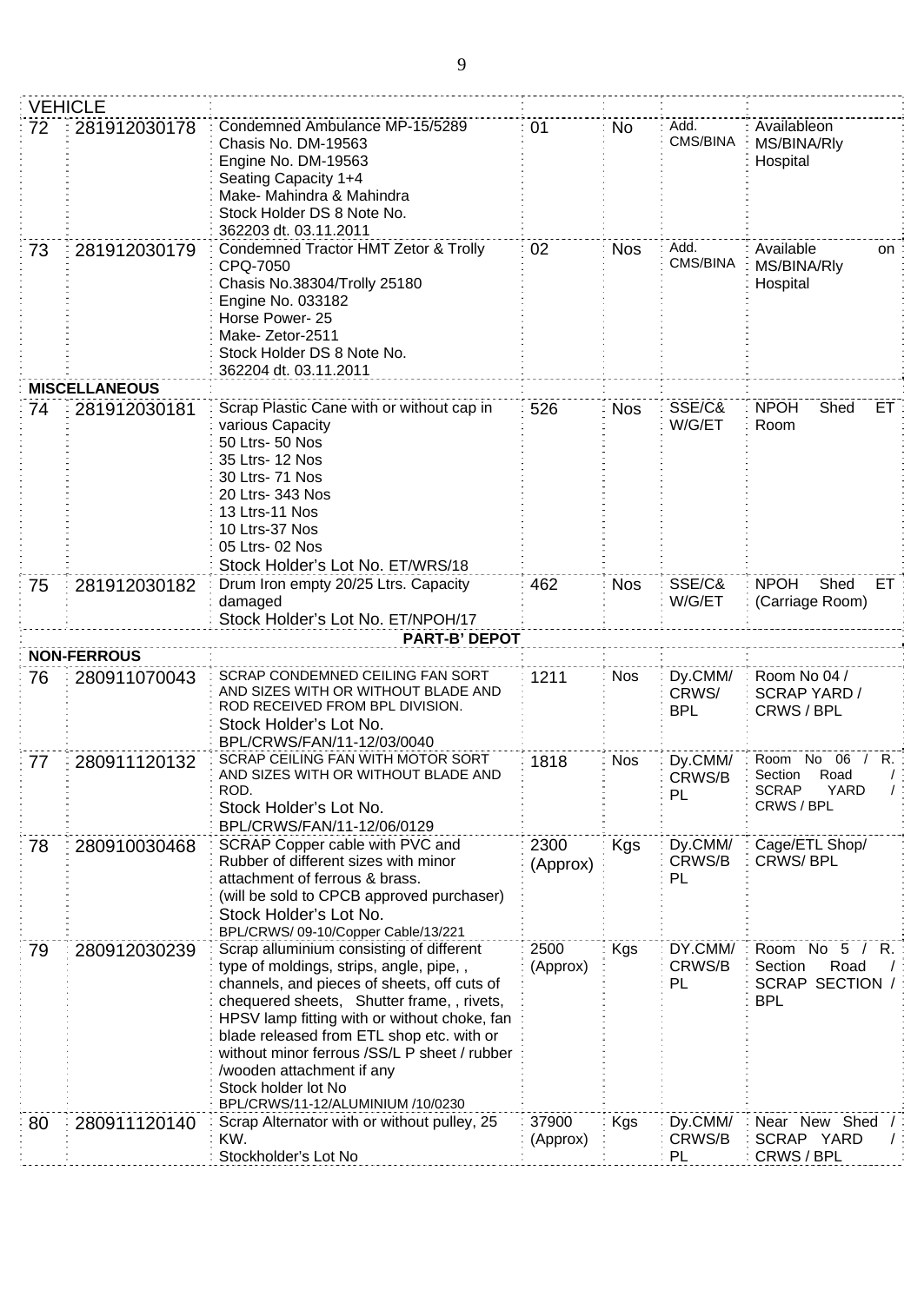| | | | | | | |
|---|---|---|---|---|---|---|
| **VEHICLE** | | | | | | |
| 72 | 281912030178 | Condemned Ambulance MP-15/5289<br>Chasis No. DM-19563<br>Engine No. DM-19563<br>Seating Capacity 1+4<br>Make- Mahindra & Mahindra<br>Stock Holder DS 8 Note No.<br>362203 dt. 03.11.2011 | 01 | No | Add. CMS/BINA | Availableon MS/BINA/Rly Hospital |
| 73 | 281912030179 | Condemned Tractor HMT Zetor & Trolly CPQ-7050<br>Chasis No.38304/Trolly 25180<br>Engine No. 033182<br>Horse Power- 25<br>Make- Zetor-2511<br>Stock Holder DS 8 Note No.<br>362204 dt. 03.11.2011 | 02 | Nos | Add. CMS/BINA | Available on MS/BINA/Rly Hospital |
| **MISCELLANEOUS** | | | | | | |
| 74 | 281912030181 | Scrap Plastic Cane with or without cap in various Capacity<br>50 Ltrs- 50 Nos<br>35 Ltrs- 12 Nos<br>30 Ltrs- 71 Nos<br>20 Ltrs- 343 Nos<br>13 Ltrs-11 Nos<br>10 Ltrs-37 Nos<br>05 Ltrs- 02 Nos<br>Stock Holder's Lot No. ET/WRS/18 | 526 | Nos | SSE/C& W/G/ET | NPOH Shed ET Room |
| 75 | 281912030182 | Drum Iron empty 20/25 Ltrs. Capacity damaged<br>Stock Holder's Lot No. ET/NPOH/17 | 462 | Nos | SSE/C& W/G/ET | NPOH Shed ET (Carriage Room) |
| | | **PART-B' DEPOT** | | | | |
| **NON-FERROUS** | | | | | | |
| 76 | 280911070043 | SCRAP CONDEMNED CEILING FAN SORT AND SIZES WITH OR WITHOUT BLADE AND ROD RECEIVED FROM BPL DIVISION.<br>Stock Holder's Lot No.<br>BPL/CRWS/FAN/11-12/03/0040 | 1211 | Nos | Dy.CMM/ CRWS/ BPL | Room No 04 / SCRAP YARD / CRWS / BPL |
| 77 | 280911120132 | SCRAP CEILING FAN WITH MOTOR SORT AND SIZES WITH OR WITHOUT BLADE AND ROD.<br>Stock Holder's Lot No.<br>BPL/CRWS/FAN/11-12/06/0129 | 1818 | Nos | Dy.CMM/ CRWS/BPL | Room No 06 / R. Section Road / SCRAP YARD / CRWS / BPL |
| 78 | 280910030468 | SCRAP Copper cable with PVC and Rubber of different sizes with minor attachment of ferrous & brass.<br>(will be sold to CPCB approved purchaser)<br>Stock Holder's Lot No.<br>BPL/CRWS/ 09-10/Copper Cable/13/221 | 2300 (Approx) | Kgs | Dy.CMM/ CRWS/BPL | Cage/ETL Shop/ CRWS/ BPL |
| 79 | 280912030239 | Scrap alluminium consisting of different type of moldings, strips, angle, pipe, , channels, and pieces of sheets, off cuts of chequered sheets, Shutter frame, , rivets, HPSV lamp fitting with or without choke, fan blade released from ETL shop etc. with or without minor ferrous /SS/L P sheet / rubber /wooden attachment if any<br>Stock holder lot No<br>BPL/CRWS/11-12/ALUMINIUM /10/0230 | 2500 (Approx) | Kgs | DY.CMM/ CRWS/BPL | Room No 5 / R. Section Road / SCRAP SECTION / BPL |
| 80 | 280911120140 | Scrap Alternator with or without pulley, 25 KW.<br>Stockholder's Lot No | 37900 (Approx) | Kgs | Dy.CMM/ CRWS/BPL | Near New Shed / SCRAP YARD / CRWS / BPL |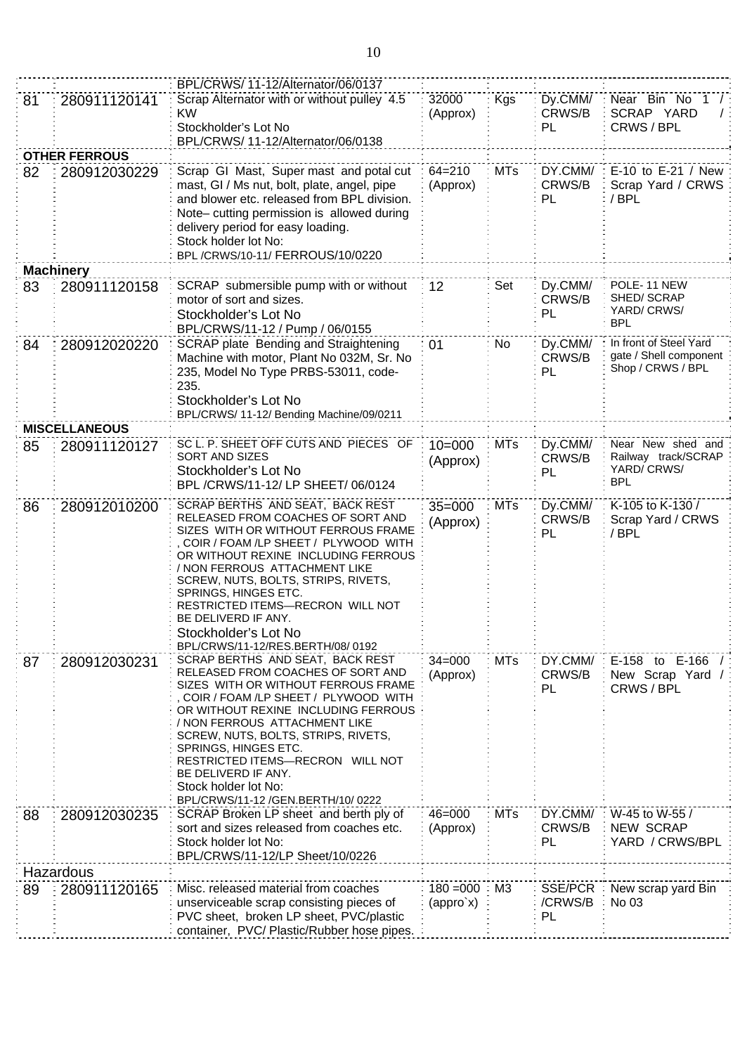| | | | | | | |
|---|---|---|---|---|---|---|
| | | BPL/CRWS/ 11-12/Alternator/06/0137 | | | | |
| 81 | 280911120141 | Scrap Alternator with or without pulley 4.5 KW<br>Stockholder's Lot No<br>BPL/CRWS/ 11-12/Alternator/06/0138 | 32000 (Approx) | Kgs | Dy.CMM/ CRWS/BPL | Near Bin No 1 / SCRAP YARD / CRWS / BPL |
| **OTHER FERROUS** | | | | | | |
| 82 | 280912030229 | Scrap GI Mast, Super mast and potal cut mast, GI / Ms nut, bolt, plate, angel, pipe and blower etc. released from BPL division. Note– cutting permission is allowed during delivery period for easy loading.<br>Stock holder lot No:<br>BPL /CRWS/10-11/ FERROUS/10/0220 | 64=210 (Approx) | MTs | DY.CMM/ CRWS/BPL | E-10 to E-21 / New Scrap Yard / CRWS / BPL |
| **Machinery** | | | | | | |
| 83 | 280911120158 | SCRAP submersible pump with or without motor of sort and sizes.<br>Stockholder's Lot No<br>BPL/CRWS/11-12 / Pump / 06/0155 | 12 | Set | Dy.CMM/ CRWS/BPL | POLE- 11 NEW SHED/ SCRAP YARD/ CRWS/ BPL |
| 84 | 280912020220 | SCRAP plate Bending and Straightening Machine with motor, Plant No 032M, Sr. No 235, Model No Type PRBS-53011, code-235.<br>Stockholder's Lot No<br>BPL/CRWS/ 11-12/ Bending Machine/09/0211 | 01 | No | Dy.CMM/ CRWS/BPL | In front of Steel Yard gate / Shell component Shop / CRWS / BPL |
| **MISCELLANEOUS** | | | | | | |
| 85 | 280911120127 | SC L. P. SHEET OFF CUTS AND PIECES OF SORT AND SIZES<br>Stockholder's Lot No<br>BPL /CRWS/11-12/ LP SHEET/ 06/0124 | 10=000 (Approx) | MTs | Dy.CMM/ CRWS/BPL | Near New shed and Railway track/SCRAP YARD/ CRWS/ BPL |
| 86 | 280912010200 | SCRAP BERTHS AND SEAT, BACK REST RELEASED FROM COACHES OF SORT AND SIZES WITH OR WITHOUT FERROUS FRAME , COIR / FOAM /LP SHEET / PLYWOOD WITH OR WITHOUT REXINE INCLUDING FERROUS / NON FERROUS ATTACHMENT LIKE SCREW, NUTS, BOLTS, STRIPS, RIVETS, SPRINGS, HINGES ETC. RESTRICTED ITEMS—RECRON WILL NOT BE DELIVERD IF ANY.<br>Stockholder's Lot No<br>BPL/CRWS/11-12/RES.BERTH/08/ 0192 | 35=000 (Approx) | MTs | Dy.CMM/ CRWS/BPL | K-105 to K-130 / Scrap Yard / CRWS / BPL |
| 87 | 280912030231 | SCRAP BERTHS AND SEAT, BACK REST RELEASED FROM COACHES OF SORT AND SIZES WITH OR WITHOUT FERROUS FRAME , COIR / FOAM /LP SHEET / PLYWOOD WITH OR WITHOUT REXINE INCLUDING FERROUS / NON FERROUS ATTACHMENT LIKE SCREW, NUTS, BOLTS, STRIPS, RIVETS, SPRINGS, HINGES ETC. RESTRICTED ITEMS—RECRON WILL NOT BE DELIVERD IF ANY.<br>Stock holder lot No:<br>BPL/CRWS/11-12 /GEN.BERTH/10/ 0222 | 34=000 (Approx) | MTs | DY.CMM/ CRWS/BPL | E-158 to E-166 / New Scrap Yard / CRWS / BPL |
| 88 | 280912030235 | SCRAP Broken LP sheet and berth ply of sort and sizes released from coaches etc.<br>Stock holder lot No:<br>BPL/CRWS/11-12/LP Sheet/10/0226 | 46=000 (Approx) | MTs | DY.CMM/ CRWS/BPL | W-45 to W-55 / NEW SCRAP YARD / CRWS/BPL |
| Hazardous | | | | | | |
| 89 | 280911120165 | Misc. released material from coaches unserviceable scrap consisting pieces of PVC sheet, broken LP sheet, PVC/plastic container, PVC/ Plastic/Rubber hose pipes. | 180 =000 (appro`x) | M3 | SSE/PCR /CRWS/BPL | New scrap yard Bin No 03 |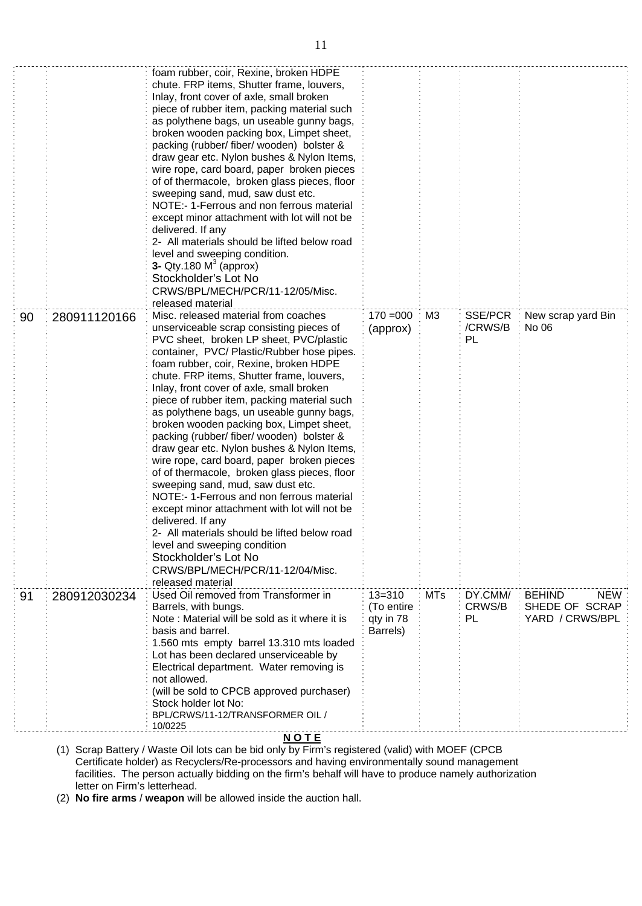| | | | | | | |
|---|---|---|---|---|---|---|
| | | foam rubber, coir, Rexine, broken HDPE chute. FRP items, Shutter frame, louvers, Inlay, front cover of axle, small broken piece of rubber item, packing material such as polythene bags, un useable gunny bags, broken wooden packing box, Limpet sheet, packing (rubber/ fiber/ wooden) bolster & draw gear etc. Nylon bushes & Nylon Items, wire rope, card board, paper broken pieces of of thermacole, broken glass pieces, floor sweeping sand, mud, saw dust etc.<br>NOTE:- 1-Ferrous and non ferrous material except minor attachment with lot will not be delivered. If any<br>2- All materials should be lifted below road level and sweeping condition.<br>**3-** Qty.180 $M^3$ (approx)<br>Stockholder's Lot No CRWS/BPL/MECH/PCR/11-12/05/Misc. released material | | | | |
| 90 | 280911120166 | Misc. released material from coaches unserviceable scrap consisting pieces of PVC sheet, broken LP sheet, PVC/plastic container, PVC/ Plastic/Rubber hose pipes. foam rubber, coir, Rexine, broken HDPE chute. FRP items, Shutter frame, louvers, Inlay, front cover of axle, small broken piece of rubber item, packing material such as polythene bags, un useable gunny bags, broken wooden packing box, Limpet sheet, packing (rubber/ fiber/ wooden) bolster & draw gear etc. Nylon bushes & Nylon Items, wire rope, card board, paper broken pieces of of thermacole, broken glass pieces, floor sweeping sand, mud, saw dust etc.<br>NOTE:- 1-Ferrous and non ferrous material except minor attachment with lot will not be delivered. If any<br>2- All materials should be lifted below road level and sweeping condition<br>Stockholder's Lot No CRWS/BPL/MECH/PCR/11-12/04/Misc. released material | 170 =000 (approx) | M3 | SSE/PCR /CRWS/B PL | New scrap yard Bin No 06 |
| 91 | 280912030234 | Used Oil removed from Transformer in Barrels, with bungs.<br>Note : Material will be sold as it where it is basis and barrel.<br>1.560 mts empty barrel 13.310 mts loaded<br>Lot has been declared unserviceable by Electrical department. Water removing is not allowed.<br>(will be sold to CPCB approved purchaser)<br>Stock holder lot No: BPL/CRWS/11-12/TRANSFORMER OIL / 10/0225 | 13=310 (To entire qty in 78 Barrels) | MTs | DY.CMM/ CRWS/B PL | BEHIND NEW SHEDE OF SCRAP YARD / CRWS/BPL |

**NOTE**

(1) Scrap Battery / Waste Oil lots can be bid only by Firm's registered (valid) with MOEF (CPCB Certificate holder) as Recyclers/Re-processors and having environmentally sound management facilities. The person actually bidding on the firm's behalf will have to produce namely authorization letter on Firm's letterhead.

(2) **No fire arms** / **weapon** will be allowed inside the auction hall.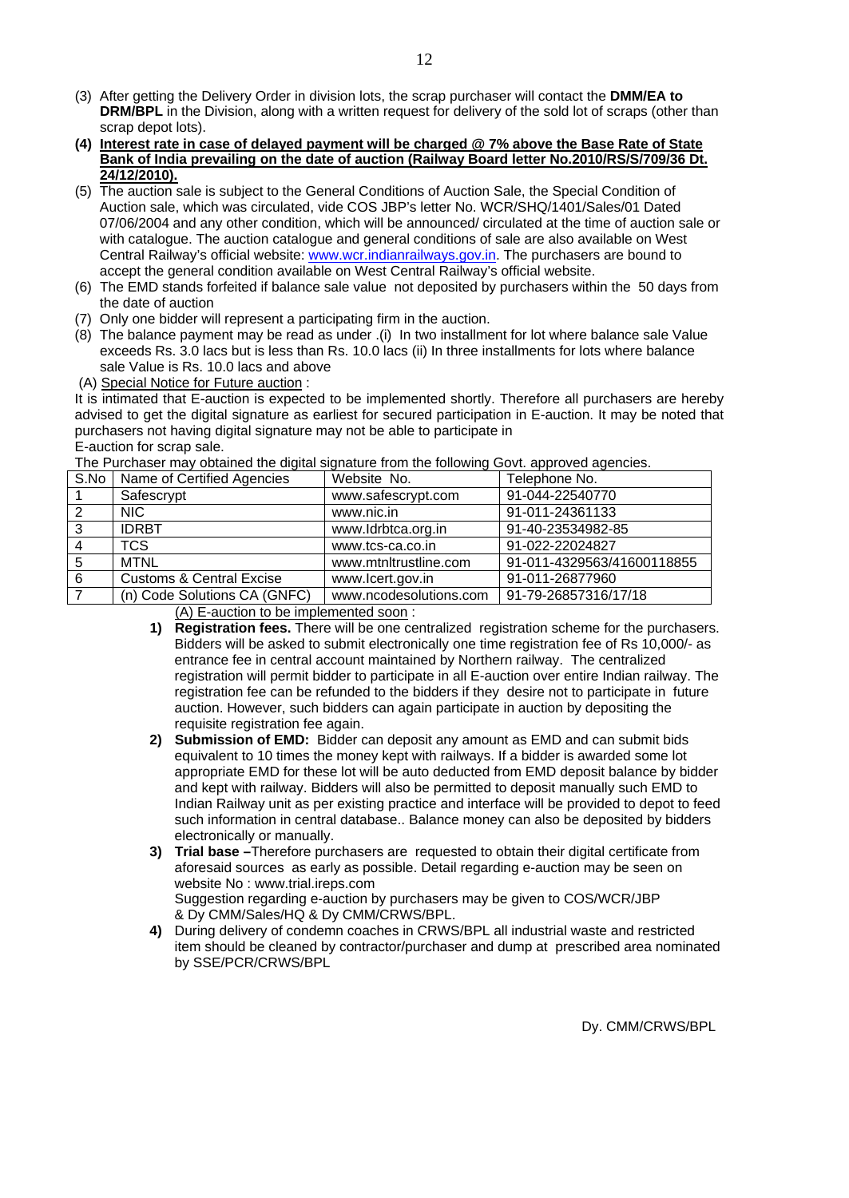(3) After getting the Delivery Order in division lots, the scrap purchaser will contact the **DMM/EA to DRM/BPL** in the Division, along with a written request for delivery of the sold lot of scraps (other than scrap depot lots).

**(4) Interest rate in case of delayed payment will be charged @ 7% above the Base Rate of State Bank of India prevailing on the date of auction (Railway Board letter No.2010/RS/S/709/36 Dt. 24/12/2010).**

(5) The auction sale is subject to the General Conditions of Auction Sale, the Special Condition of Auction sale, which was circulated, vide COS JBP's letter No. WCR/SHQ/1401/Sales/01 Dated 07/06/2004 and any other condition, which will be announced/ circulated at the time of auction sale or with catalogue. The auction catalogue and general conditions of sale are also available on West Central Railway's official website: www.wcr.indianrailways.gov.in. The purchasers are bound to accept the general condition available on West Central Railway's official website.

(6) The EMD stands forfeited if balance sale value not deposited by purchasers within the 50 days from the date of auction

(7) Only one bidder will represent a participating firm in the auction.

(8) The balance payment may be read as under .(i) In two installment for lot where balance sale Value exceeds Rs. 3.0 lacs but is less than Rs. 10.0 lacs (ii) In three installments for lots where balance sale Value is Rs. 10.0 lacs and above

(A) Special Notice for Future auction :

It is intimated that E-auction is expected to be implemented shortly. Therefore all purchasers are hereby advised to get the digital signature as earliest for secured participation in E-auction. It may be noted that purchasers not having digital signature may not be able to participate in
E-auction for scrap sale.

The Purchaser may obtained the digital signature from the following Govt. approved agencies.

| S.No | Name of Certified Agencies | Website No. | Telephone No. |
|---|---|---|---|
| 1 | Safescrypt | www.safescrypt.com | 91-044-22540770 |
| 2 | NIC | www.nic.in | 91-011-24361133 |
| 3 | IDRBT | www.Idrbtca.org.in | 91-40-23534982-85 |
| 4 | TCS | www.tcs-ca.co.in | 91-022-22024827 |
| 5 | MTNL | www.mtnltrustline.com | 91-011-4329563/41600118855 |
| 6 | Customs & Central Excise | www.Icert.gov.in | 91-011-26877960 |
| 7 | (n) Code Solutions CA (GNFC) | www.ncodesolutions.com | 91-79-26857316/17/18 |

(A) E-auction to be implemented soon :

1) **Registration fees.** There will be one centralized registration scheme for the purchasers. Bidders will be asked to submit electronically one time registration fee of Rs 10,000/- as entrance fee in central account maintained by Northern railway. The centralized registration will permit bidder to participate in all E-auction over entire Indian railway. The registration fee can be refunded to the bidders if they desire not to participate in future auction. However, such bidders can again participate in auction by depositing the requisite registration fee again.

2) **Submission of EMD:** Bidder can deposit any amount as EMD and can submit bids equivalent to 10 times the money kept with railways. If a bidder is awarded some lot appropriate EMD for these lot will be auto deducted from EMD deposit balance by bidder and kept with railway. Bidders will also be permitted to deposit manually such EMD to Indian Railway unit as per existing practice and interface will be provided to depot to feed such information in central database.. Balance money can also be deposited by bidders electronically or manually.

3) **Trial base –**Therefore purchasers are requested to obtain their digital certificate from aforesaid sources as early as possible. Detail regarding e-auction may be seen on website No : www.trial.ireps.com
Suggestion regarding e-auction by purchasers may be given to COS/WCR/JBP & Dy CMM/Sales/HQ & Dy CMM/CRWS/BPL.

4) During delivery of condemn coaches in CRWS/BPL all industrial waste and restricted item should be cleaned by contractor/purchaser and dump at prescribed area nominated by SSE/PCR/CRWS/BPL

Dy. CMM/CRWS/BPL